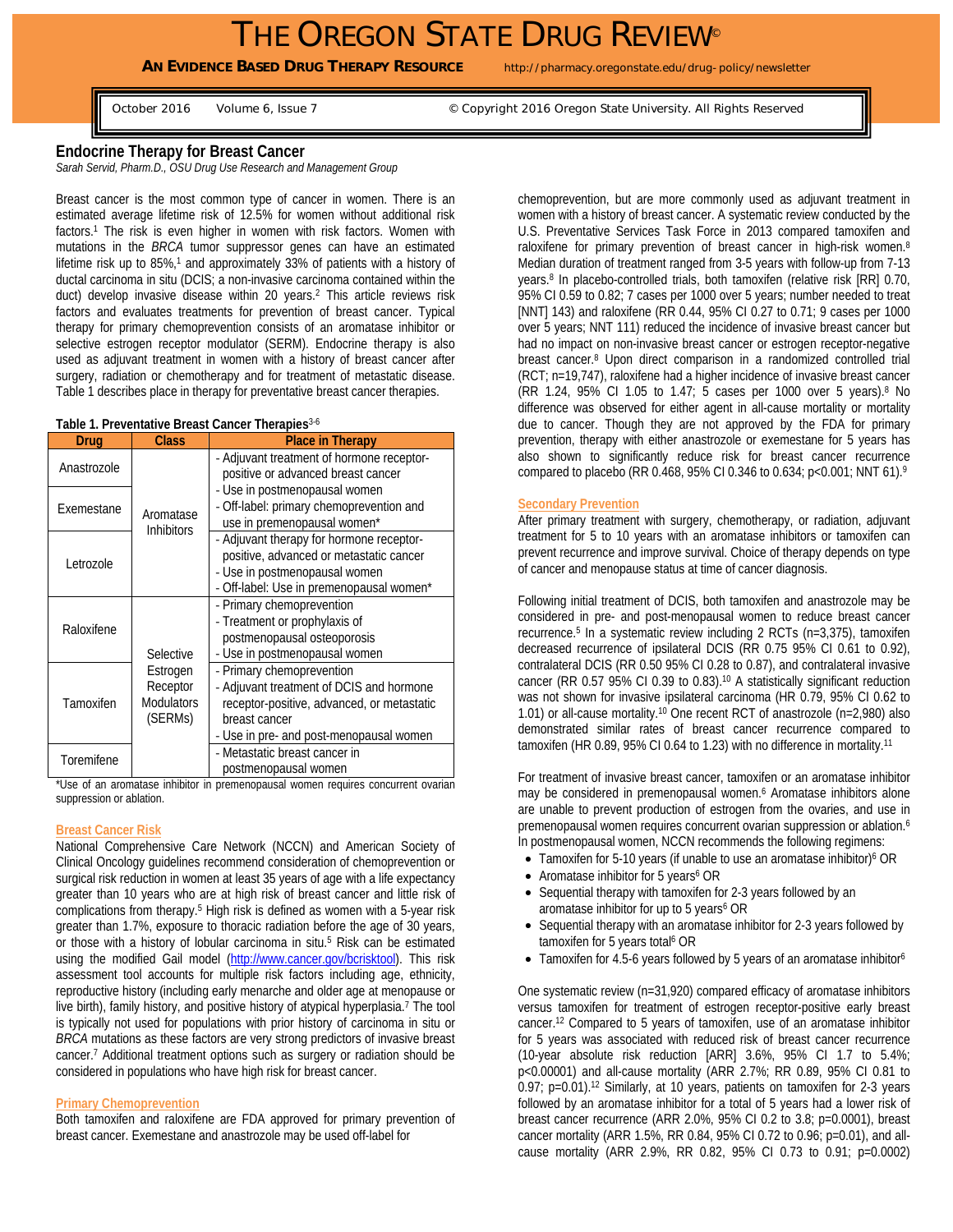# THE OREGON STATE DRUG REVIEW©

**AN EVIDENCE BASED DRUG THERAPY RESOURCE** http://pharmacy.oregonstate.edu/drug-policy/newsletter

October 2016 Volume 6, Issue 7 © Copyright 2016 Oregon State University. All Rights Reserved

## Endocrine Therapy for Breast Cancer

*Sarah Servid, Pharm.D., OSU Drug Use Research and Management Group*

Breast cancer is the most common type of cancer in women. There is an estimated average lifetime risk of 12.5% for women without additional risk factors.[1] The risk is even higher in women with risk factors. Women with mutations in the *BRCA* tumor suppressor genes can have an estimated lifetime risk up to 85%,[1] and approximately 33% of patients with a history of ductal carcinoma in situ (DCIS; a non-invasive carcinoma contained within the duct) develop invasive disease within 20 years.[2] This article reviews risk factors and evaluates treatments for prevention of breast cancer. Typical therapy for primary chemoprevention consists of an aromatase inhibitor or selective estrogen receptor modulator (SERM). Endocrine therapy is also used as adjuvant treatment in women with a history of breast cancer after surgery, radiation or chemotherapy and for treatment of metastatic disease. Table 1 describes place in therapy for preventative breast cancer therapies.

**Table 1. Preventative Breast Cancer Therapies**[3-6]

| Drug | Class | Place in Therapy |
|---|---|---|
| Anastrozole | Aromatase Inhibitors | - Adjuvant treatment of hormone receptor-positive or advanced breast cancer<br>- Use in postmenopausal women<br>- Off-label: primary chemoprevention and use in premenopausal women* |
| Exemestane | Aromatase Inhibitors | (same as Anastrozole) |
| Letrozole | Aromatase Inhibitors | - Adjuvant therapy for hormone receptor-positive, advanced or metastatic cancer<br>- Use in postmenopausal women<br>- Off-label: Use in premenopausal women* |
| Raloxifene | Selective Estrogen Receptor Modulators (SERMs) | - Primary chemoprevention<br>- Treatment or prophylaxis of postmenopausal osteoporosis<br>- Use in postmenopausal women |
| Tamoxifen | Selective Estrogen Receptor Modulators (SERMs) | - Primary chemoprevention<br>- Adjuvant treatment of DCIS and hormone receptor-positive, advanced, or metastatic breast cancer<br>- Use in pre- and post-menopausal women |
| Toremifene | Selective Estrogen Receptor Modulators (SERMs) | - Metastatic breast cancer in postmenopausal women |

*Use of an aromatase inhibitor in premenopausal women requires concurrent ovarian suppression or ablation.

### Breast Cancer Risk

National Comprehensive Care Network (NCCN) and American Society of Clinical Oncology guidelines recommend consideration of chemoprevention or surgical risk reduction in women at least 35 years of age with a life expectancy greater than 10 years who are at high risk of breast cancer and little risk of complications from therapy.[5] High risk is defined as women with a 5-year risk greater than 1.7%, exposure to thoracic radiation before the age of 30 years, or those with a history of lobular carcinoma in situ.[5] Risk can be estimated using the modified Gail model (http://www.cancer.gov/bcrisktool). This risk assessment tool accounts for multiple risk factors including age, ethnicity, reproductive history (including early menarche and older age at menopause or live birth), family history, and positive history of atypical hyperplasia.[7] The tool is typically not used for populations with prior history of carcinoma in situ or *BRCA* mutations as these factors are very strong predictors of invasive breast cancer.[7] Additional treatment options such as surgery or radiation should be considered in populations who have high risk for breast cancer.

### Primary Chemoprevention

Both tamoxifen and raloxifene are FDA approved for primary prevention of breast cancer. Exemestane and anastrozole may be used off-label for chemoprevention, but are more commonly used as adjuvant treatment in women with a history of breast cancer. A systematic review conducted by the U.S. Preventative Services Task Force in 2013 compared tamoxifen and raloxifene for primary prevention of breast cancer in high-risk women.[8] Median duration of treatment ranged from 3-5 years with follow-up from 7-13 years.[8] In placebo-controlled trials, both tamoxifen (relative risk [RR] 0.70, 95% CI 0.59 to 0.82; 7 cases per 1000 over 5 years; number needed to treat [NNT] 143) and raloxifene (RR 0.44, 95% CI 0.27 to 0.71; 9 cases per 1000 over 5 years; NNT 111) reduced the incidence of invasive breast cancer but had no impact on non-invasive breast cancer or estrogen receptor-negative breast cancer.[8] Upon direct comparison in a randomized controlled trial (RCT; n=19,747), raloxifene had a higher incidence of invasive breast cancer (RR 1.24, 95% CI 1.05 to 1.47; 5 cases per 1000 over 5 years).[8] No difference was observed for either agent in all-cause mortality or mortality due to cancer. Though they are not approved by the FDA for primary prevention, therapy with either anastrozole or exemestane for 5 years has also shown to significantly reduce risk for breast cancer recurrence compared to placebo (RR 0.468, 95% CI 0.346 to 0.634; p<0.001; NNT 61).[9]

### Secondary Prevention

After primary treatment with surgery, chemotherapy, or radiation, adjuvant treatment for 5 to 10 years with an aromatase inhibitors or tamoxifen can prevent recurrence and improve survival. Choice of therapy depends on type of cancer and menopause status at time of cancer diagnosis.

Following initial treatment of DCIS, both tamoxifen and anastrozole may be considered in pre- and post-menopausal women to reduce breast cancer recurrence.[5] In a systematic review including 2 RCTs (n=3,375), tamoxifen decreased recurrence of ipsilateral DCIS (RR 0.75 95% CI 0.61 to 0.92), contralateral DCIS (RR 0.50 95% CI 0.28 to 0.87), and contralateral invasive cancer (RR 0.57 95% CI 0.39 to 0.83).[10] A statistically significant reduction was not shown for invasive ipsilateral carcinoma (HR 0.79, 95% CI 0.62 to 1.01) or all-cause mortality.[10] One recent RCT of anastrozole (n=2,980) also demonstrated similar rates of breast cancer recurrence compared to tamoxifen (HR 0.89, 95% CI 0.64 to 1.23) with no difference in mortality.[11]

For treatment of invasive breast cancer, tamoxifen or an aromatase inhibitor may be considered in premenopausal women.[6] Aromatase inhibitors alone are unable to prevent production of estrogen from the ovaries, and use in premenopausal women requires concurrent ovarian suppression or ablation.[6] In postmenopausal women, NCCN recommends the following regimens:

- Tamoxifen for 5-10 years (if unable to use an aromatase inhibitor)[6] OR
- Aromatase inhibitor for 5 years[6] OR
- Sequential therapy with tamoxifen for 2-3 years followed by an aromatase inhibitor for up to 5 years[6] OR
- Sequential therapy with an aromatase inhibitor for 2-3 years followed by tamoxifen for 5 years total[6] OR
- Tamoxifen for 4.5-6 years followed by 5 years of an aromatase inhibitor[6]

One systematic review (n=31,920) compared efficacy of aromatase inhibitors versus tamoxifen for treatment of estrogen receptor-positive early breast cancer.[12] Compared to 5 years of tamoxifen, use of an aromatase inhibitor for 5 years was associated with reduced risk of breast cancer recurrence (10-year absolute risk reduction [ARR] 3.6%, 95% CI 1.7 to 5.4%; p<0.00001) and all-cause mortality (ARR 2.7%; RR 0.89, 95% CI 0.81 to 0.97; p=0.01).[12] Similarly, at 10 years, patients on tamoxifen for 2-3 years followed by an aromatase inhibitor for a total of 5 years had a lower risk of breast cancer recurrence (ARR 2.0%, 95% CI 0.2 to 3.8; p=0.0001), breast cancer mortality (ARR 1.5%, RR 0.84, 95% CI 0.72 to 0.96; p=0.01), and all-cause mortality (ARR 2.9%, RR 0.82, 95% CI 0.73 to 0.91; p=0.0002)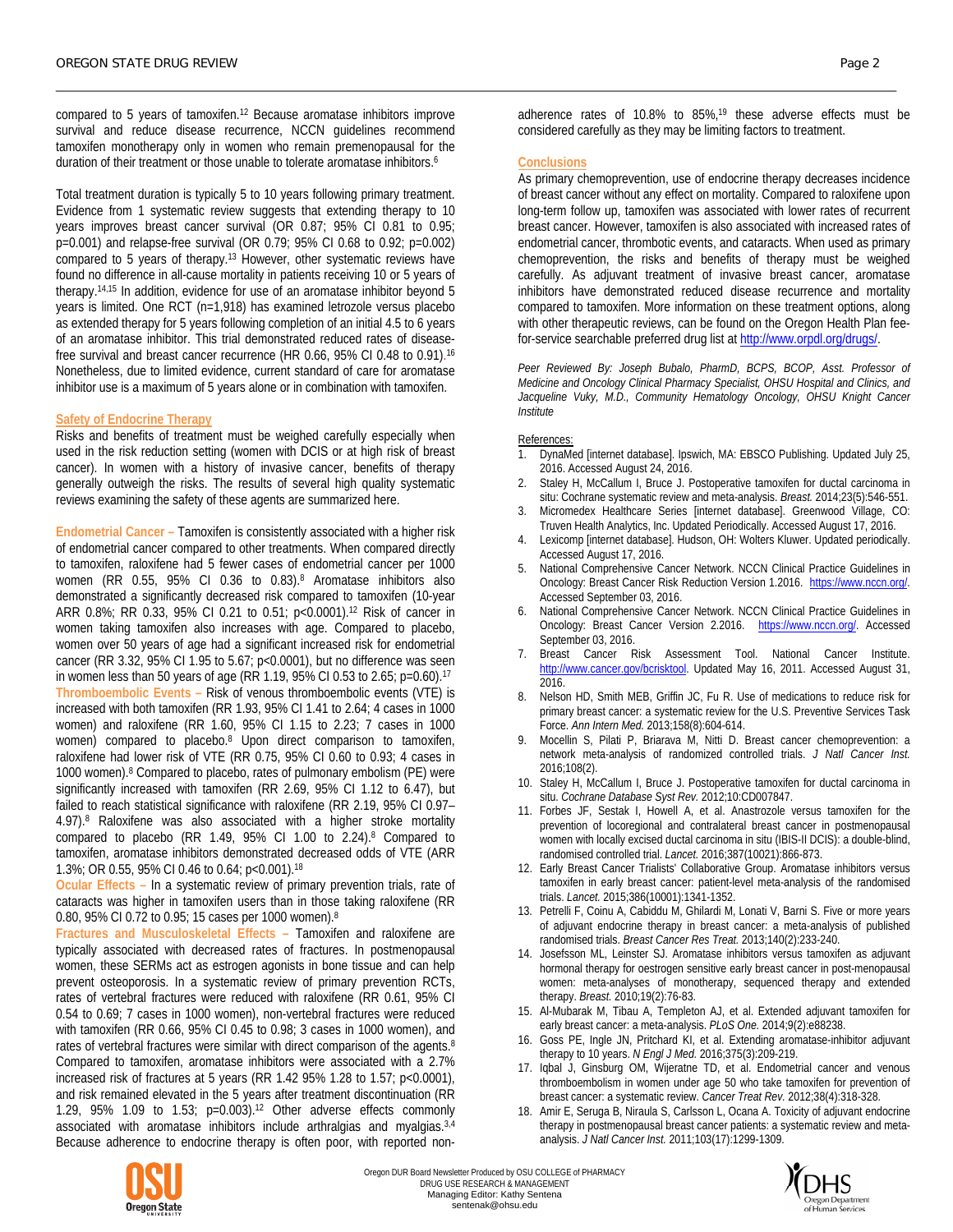compared to 5 years of tamoxifen.[12] Because aromatase inhibitors improve survival and reduce disease recurrence, NCCN guidelines recommend tamoxifen monotherapy only in women who remain premenopausal for the duration of their treatment or those unable to tolerate aromatase inhibitors.[6]

Total treatment duration is typically 5 to 10 years following primary treatment. Evidence from 1 systematic review suggests that extending therapy to 10 years improves breast cancer survival (OR 0.87; 95% CI 0.81 to 0.95; p=0.001) and relapse-free survival (OR 0.79; 95% CI 0.68 to 0.92; p=0.002) compared to 5 years of therapy.[13] However, other systematic reviews have found no difference in all-cause mortality in patients receiving 10 or 5 years of therapy.[14,15] In addition, evidence for use of an aromatase inhibitor beyond 5 years is limited. One RCT (n=1,918) has examined letrozole versus placebo as extended therapy for 5 years following completion of an initial 4.5 to 6 years of an aromatase inhibitor. This trial demonstrated reduced rates of disease-free survival and breast cancer recurrence (HR 0.66, 95% CI 0.48 to 0.91).[16] Nonetheless, due to limited evidence, current standard of care for aromatase inhibitor use is a maximum of 5 years alone or in combination with tamoxifen.

## Safety of Endocrine Therapy

Risks and benefits of treatment must be weighed carefully especially when used in the risk reduction setting (women with DCIS or at high risk of breast cancer). In women with a history of invasive cancer, benefits of therapy generally outweigh the risks. The results of several high quality systematic reviews examining the safety of these agents are summarized here.

**Endometrial Cancer –** Tamoxifen is consistently associated with a higher risk of endometrial cancer compared to other treatments. When compared directly to tamoxifen, raloxifene had 5 fewer cases of endometrial cancer per 1000 women (RR 0.55, 95% CI 0.36 to 0.83).[8] Aromatase inhibitors also demonstrated a significantly decreased risk compared to tamoxifen (10-year ARR 0.8%; RR 0.33, 95% CI 0.21 to 0.51; p<0.0001).[12] Risk of cancer in women taking tamoxifen also increases with age. Compared to placebo, women over 50 years of age had a significant increased risk for endometrial cancer (RR 3.32, 95% CI 1.95 to 5.67; p<0.0001), but no difference was seen in women less than 50 years of age (RR 1.19, 95% CI 0.53 to 2.65; p=0.60).[17]

**Thromboembolic Events –** Risk of venous thromboembolic events (VTE) is increased with both tamoxifen (RR 1.93, 95% CI 1.41 to 2.64; 4 cases in 1000 women) and raloxifene (RR 1.60, 95% CI 1.15 to 2.23; 7 cases in 1000 women) compared to placebo.[8] Upon direct comparison to tamoxifen, raloxifene had lower risk of VTE (RR 0.75, 95% CI 0.60 to 0.93; 4 cases in 1000 women).[8] Compared to placebo, rates of pulmonary embolism (PE) were significantly increased with tamoxifen (RR 2.69, 95% CI 1.12 to 6.47), but failed to reach statistical significance with raloxifene (RR 2.19, 95% CI 0.97–4.97).[8] Raloxifene was also associated with a higher stroke mortality compared to placebo (RR 1.49, 95% CI 1.00 to 2.24).[8] Compared to tamoxifen, aromatase inhibitors demonstrated decreased odds of VTE (ARR 1.3%; OR 0.55, 95% CI 0.46 to 0.64; p<0.001).[18]

**Ocular Effects –** In a systematic review of primary prevention trials, rate of cataracts was higher in tamoxifen users than in those taking raloxifene (RR 0.80, 95% CI 0.72 to 0.95; 15 cases per 1000 women).[8]

**Fractures and Musculoskeletal Effects –** Tamoxifen and raloxifene are typically associated with decreased rates of fractures. In postmenopausal women, these SERMs act as estrogen agonists in bone tissue and can help prevent osteoporosis. In a systematic review of primary prevention RCTs, rates of vertebral fractures were reduced with raloxifene (RR 0.61, 95% CI 0.54 to 0.69; 7 cases in 1000 women), non-vertebral fractures were reduced with tamoxifen (RR 0.66, 95% CI 0.45 to 0.98; 3 cases in 1000 women), and rates of vertebral fractures were similar with direct comparison of the agents.[8] Compared to tamoxifen, aromatase inhibitors were associated with a 2.7% increased risk of fractures at 5 years (RR 1.42 95% 1.28 to 1.57; p<0.0001), and risk remained elevated in the 5 years after treatment discontinuation (RR 1.29, 95% 1.09 to 1.53; p=0.003).[12] Other adverse effects commonly associated with aromatase inhibitors include arthralgias and myalgias.[3,4] Because adherence to endocrine therapy is often poor, with reported non-adherence rates of 10.8% to 85%,[19] these adverse effects must be considered carefully as they may be limiting factors to treatment.

## Conclusions

As primary chemoprevention, use of endocrine therapy decreases incidence of breast cancer without any effect on mortality. Compared to raloxifene upon long-term follow up, tamoxifen was associated with lower rates of recurrent breast cancer. However, tamoxifen is also associated with increased rates of endometrial cancer, thrombotic events, and cataracts. When used as primary chemoprevention, the risks and benefits of therapy must be weighed carefully. As adjuvant treatment of invasive breast cancer, aromatase inhibitors have demonstrated reduced disease recurrence and mortality compared to tamoxifen. More information on these treatment options, along with other therapeutic reviews, can be found on the Oregon Health Plan fee-for-service searchable preferred drug list at http://www.orpdl.org/drugs/.

*Peer Reviewed By: Joseph Bubalo, PharmD, BCPS, BCOP, Asst. Professor of Medicine and Oncology Clinical Pharmacy Specialist, OHSU Hospital and Clinics, and Jacqueline Vuky, M.D., Community Hematology Oncology, OHSU Knight Cancer Institute*

References:

1. DynaMed [internet database]. Ipswich, MA: EBSCO Publishing. Updated July 25, 2016. Accessed August 24, 2016.
2. Staley H, McCallum I, Bruce J. Postoperative tamoxifen for ductal carcinoma in situ: Cochrane systematic review and meta-analysis. *Breast.* 2014;23(5):546-551.
3. Micromedex Healthcare Series [internet database]. Greenwood Village, CO: Truven Health Analytics, Inc. Updated Periodically. Accessed August 17, 2016.
4. Lexicomp [internet database]. Hudson, OH: Wolters Kluwer. Updated periodically. Accessed August 17, 2016.
5. National Comprehensive Cancer Network. NCCN Clinical Practice Guidelines in Oncology: Breast Cancer Risk Reduction Version 1.2016. https://www.nccn.org/. Accessed September 03, 2016.
6. National Comprehensive Cancer Network. NCCN Clinical Practice Guidelines in Oncology: Breast Cancer Version 2.2016. https://www.nccn.org/. Accessed September 03, 2016.
7. Breast Cancer Risk Assessment Tool. National Cancer Institute. http://www.cancer.gov/bcrisktool. Updated May 16, 2011. Accessed August 31, 2016.
8. Nelson HD, Smith MEB, Griffin JC, Fu R. Use of medications to reduce risk for primary breast cancer: a systematic review for the U.S. Preventive Services Task Force. *Ann Intern Med.* 2013;158(8):604-614.
9. Mocellin S, Pilati P, Briarava M, Nitti D. Breast cancer chemoprevention: a network meta-analysis of randomized controlled trials. *J Natl Cancer Inst.* 2016;108(2).
10. Staley H, McCallum I, Bruce J. Postoperative tamoxifen for ductal carcinoma in situ. *Cochrane Database Syst Rev.* 2012;10:CD007847.
11. Forbes JF, Sestak I, Howell A, et al. Anastrozole versus tamoxifen for the prevention of locoregional and contralateral breast cancer in postmenopausal women with locally excised ductal carcinoma in situ (IBIS-II DCIS): a double-blind, randomised controlled trial. *Lancet.* 2016;387(10021):866-873.
12. Early Breast Cancer Trialists' Collaborative Group. Aromatase inhibitors versus tamoxifen in early breast cancer: patient-level meta-analysis of the randomised trials. *Lancet.* 2015;386(10001):1341-1352.
13. Petrelli F, Coinu A, Cabiddu M, Ghilardi M, Lonati V, Barni S. Five or more years of adjuvant endocrine therapy in breast cancer: a meta-analysis of published randomised trials. *Breast Cancer Res Treat.* 2013;140(2):233-240.
14. Josefsson ML, Leinster SJ. Aromatase inhibitors versus tamoxifen as adjuvant hormonal therapy for oestrogen sensitive early breast cancer in post-menopausal women: meta-analyses of monotherapy, sequenced therapy and extended therapy. *Breast.* 2010;19(2):76-83.
15. Al-Mubarak M, Tibau A, Templeton AJ, et al. Extended adjuvant tamoxifen for early breast cancer: a meta-analysis. *PLoS One.* 2014;9(2):e88238.
16. Goss PE, Ingle JN, Pritchard KI, et al. Extending aromatase-inhibitor adjuvant therapy to 10 years. *N Engl J Med.* 2016;375(3):209-219.
17. Iqbal J, Ginsburg OM, Wijeratne TD, et al. Endometrial cancer and venous thromboembolism in women under age 50 who take tamoxifen for prevention of breast cancer: a systematic review. *Cancer Treat Rev.* 2012;38(4):318-328.
18. Amir E, Seruga B, Niraula S, Carlsson L, Ocana A. Toxicity of adjuvant endocrine therapy in postmenopausal breast cancer patients: a systematic review and meta-analysis. *J Natl Cancer Inst.* 2011;103(17):1299-1309.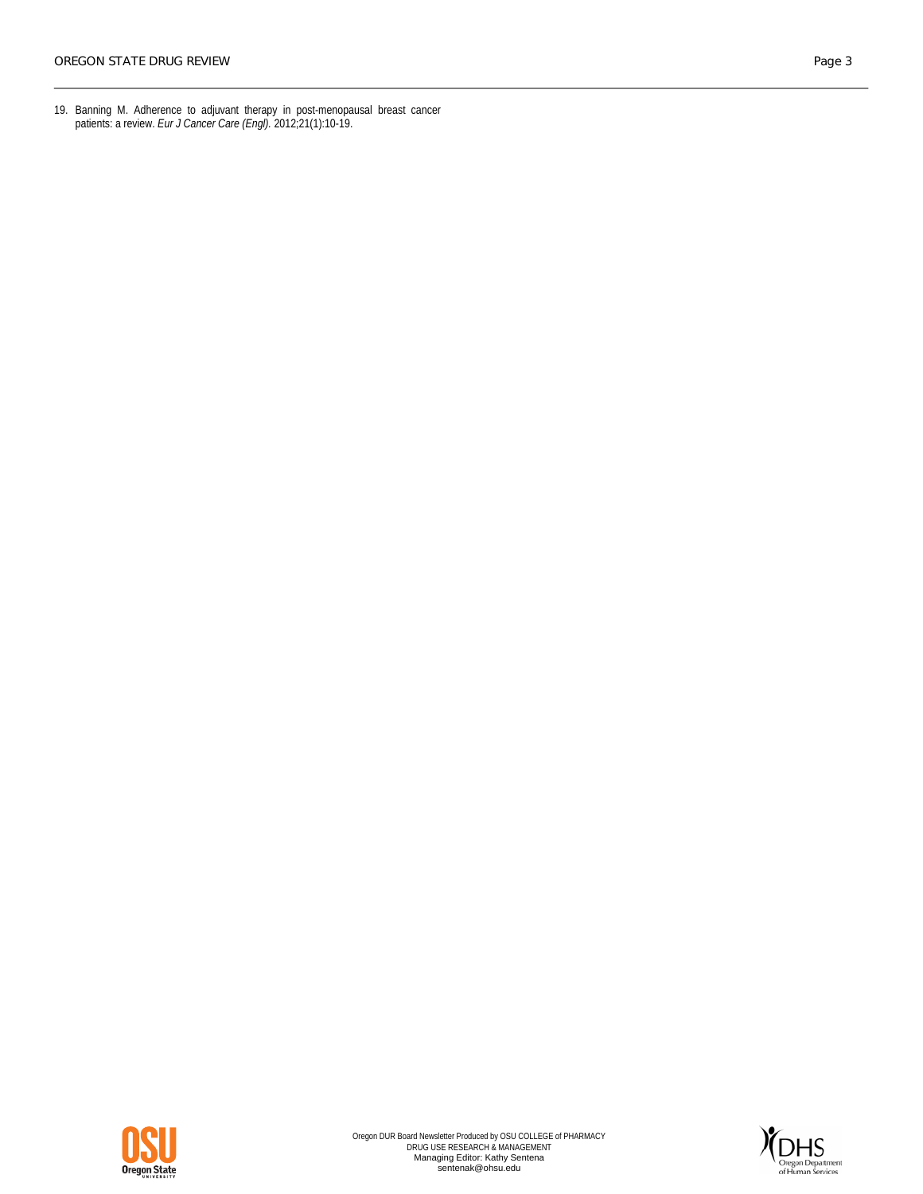19. Banning M. Adherence to adjuvant therapy in post-menopausal breast cancer patients: a review. *Eur J Cancer Care (Engl).* 2012;21(1):10-19.

Oregon DUR Board Newsletter Produced by OSU COLLEGE of PHARMACY
DRUG USE RESEARCH & MANAGEMENT
Managing Editor: Kathy Sentena
sentenak@ohsu.edu